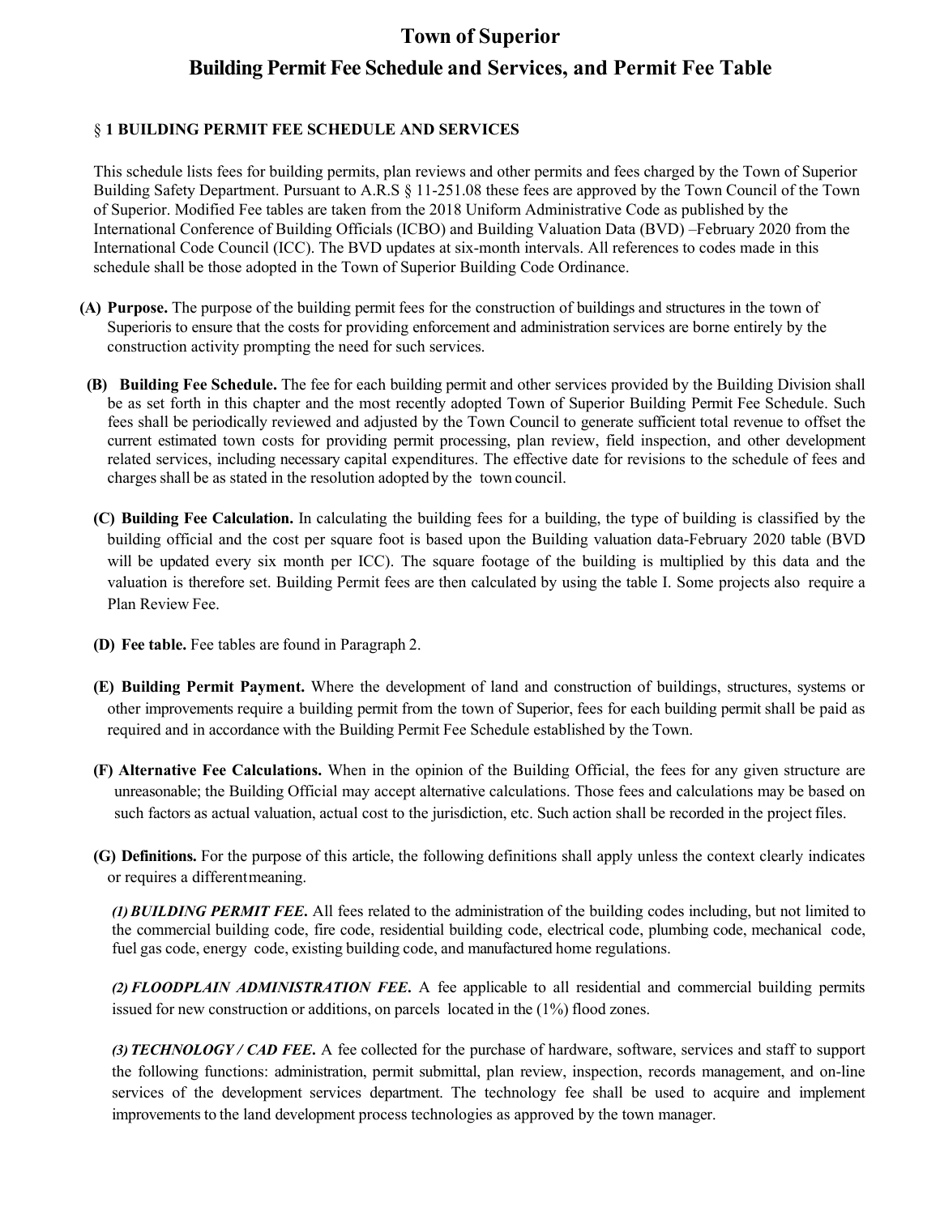# Town of Superior

## Building Permit Fee Schedule and Services, and Permit Fee Table

### § 1 BUILDING PERMIT FEE SCHEDULE AND SERVICES

This schedule lists fees for building permits, plan reviews and other permits and fees charged by the Town of Superior Building Safety Department. Pursuant to A.R.S § 11-251.08 these fees are approved by the Town Council of the Town of Superior. Modified Fee tables are taken from the 2018 Uniform Administrative Code as published by the International Conference of Building Officials (ICBO) and Building Valuation Data (BVD) –February 2020 from the International Code Council (ICC). The BVD updates at six-month intervals. All references to codes made in this schedule shall be those adopted in the Town of Superior Building Code Ordinance.

**(A) Purpose.** The purpose of the building permit fees for the construction of buildings and structures in the town of Superioris to ensure that the costs for providing enforcement and administration services are borne entirely by the construction activity prompting the need for such services.

**(B) Building Fee Schedule.** The fee for each building permit and other services provided by the Building Division shall be as set forth in this chapter and the most recently adopted Town of Superior Building Permit Fee Schedule. Such fees shall be periodically reviewed and adjusted by the Town Council to generate sufficient total revenue to offset the current estimated town costs for providing permit processing, plan review, field inspection, and other development related services, including necessary capital expenditures. The effective date for revisions to the schedule of fees and charges shall be as stated in the resolution adopted by the town council.

**(C) Building Fee Calculation.** In calculating the building fees for a building, the type of building is classified by the building official and the cost per square foot is based upon the Building valuation data-February 2020 table (BVD will be updated every six month per ICC). The square footage of the building is multiplied by this data and the valuation is therefore set. Building Permit fees are then calculated by using the table I. Some projects also require a Plan Review Fee.

**(D) Fee table.** Fee tables are found in Paragraph 2.

**(E) Building Permit Payment.** Where the development of land and construction of buildings, structures, systems or other improvements require a building permit from the town of Superior, fees for each building permit shall be paid as required and in accordance with the Building Permit Fee Schedule established by the Town.

**(F) Alternative Fee Calculations.** When in the opinion of the Building Official, the fees for any given structure are unreasonable; the Building Official may accept alternative calculations. Those fees and calculations may be based on such factors as actual valuation, actual cost to the jurisdiction, etc. Such action shall be recorded in the project files.

**(G) Definitions.** For the purpose of this article, the following definitions shall apply unless the context clearly indicates or requires a differentmeaning.

***(1) BUILDING PERMIT FEE.*** All fees related to the administration of the building codes including, but not limited to the commercial building code, fire code, residential building code, electrical code, plumbing code, mechanical code, fuel gas code, energy code, existing building code, and manufactured home regulations.

***(2) FLOODPLAIN ADMINISTRATION FEE.*** A fee applicable to all residential and commercial building permits issued for new construction or additions, on parcels located in the (1%) flood zones.

***(3) TECHNOLOGY / CAD FEE.*** A fee collected for the purchase of hardware, software, services and staff to support the following functions: administration, permit submittal, plan review, inspection, records management, and on-line services of the development services department. The technology fee shall be used to acquire and implement improvements to the land development process technologies as approved by the town manager.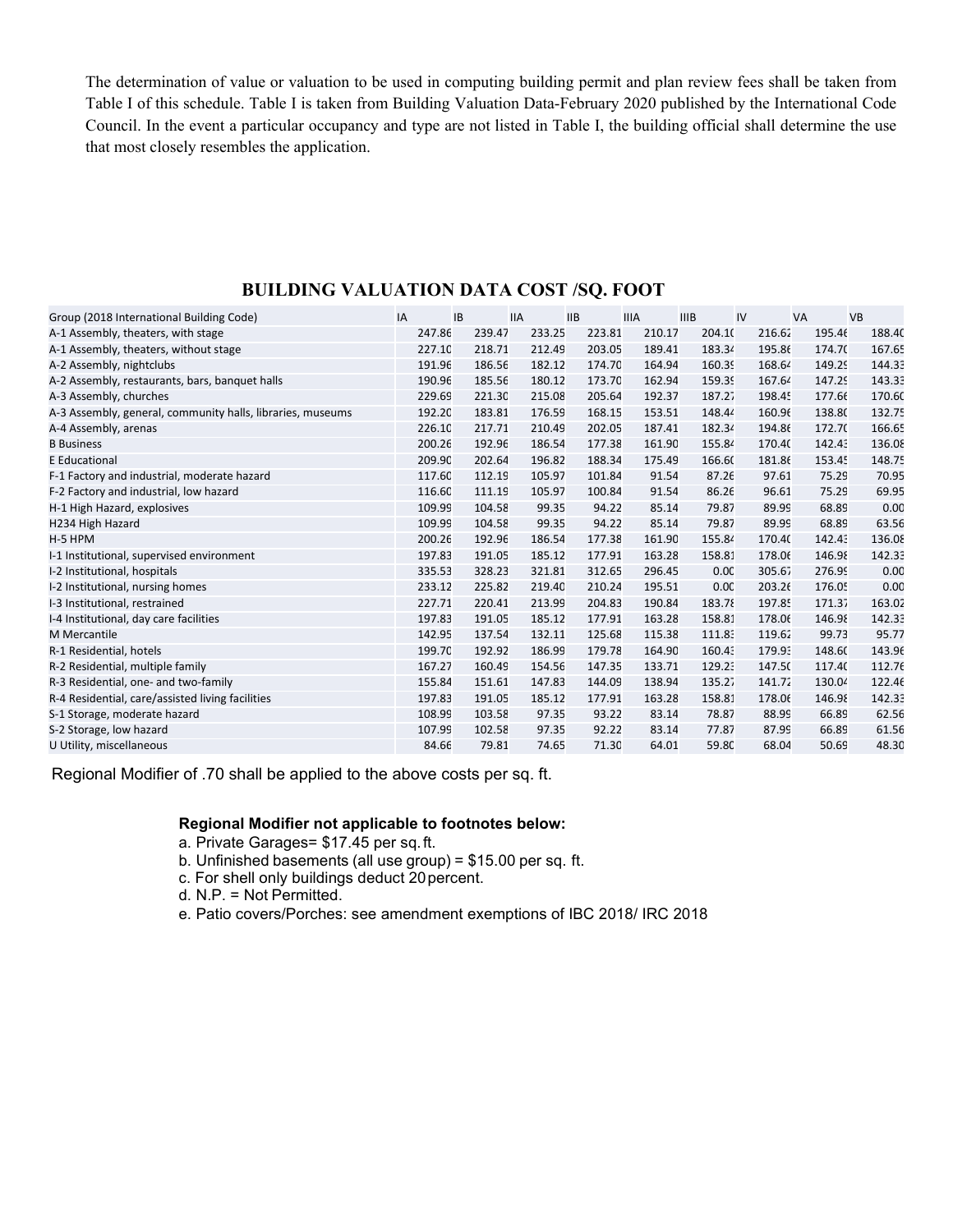The determination of value or valuation to be used in computing building permit and plan review fees shall be taken from Table I of this schedule. Table I is taken from Building Valuation Data-February 2020 published by the International Code Council. In the event a particular occupancy and type are not listed in Table I, the building official shall determine the use that most closely resembles the application.

## BUILDING VALUATION DATA COST /SQ. FOOT

| Group (2018 International Building Code) | IA | IB | IIA | IIB | IIIA | IIIB | IV | VA | VB |
|---|---|---|---|---|---|---|---|---|---|
| A-1 Assembly, theaters, with stage | 247.86 | 239.47 | 233.25 | 223.81 | 210.17 | 204.10 | 216.62 | 195.46 | 188.40 |
| A-1 Assembly, theaters, without stage | 227.10 | 218.71 | 212.49 | 203.05 | 189.41 | 183.34 | 195.86 | 174.70 | 167.65 |
| A-2 Assembly, nightclubs | 191.96 | 186.56 | 182.12 | 174.70 | 164.94 | 160.39 | 168.64 | 149.29 | 144.33 |
| A-2 Assembly, restaurants, bars, banquet halls | 190.96 | 185.56 | 180.12 | 173.70 | 162.94 | 159.39 | 167.64 | 147.29 | 143.33 |
| A-3 Assembly, churches | 229.69 | 221.30 | 215.08 | 205.64 | 192.37 | 187.27 | 198.45 | 177.66 | 170.60 |
| A-3 Assembly, general, community halls, libraries, museums | 192.20 | 183.81 | 176.59 | 168.15 | 153.51 | 148.44 | 160.96 | 138.80 | 132.75 |
| A-4 Assembly, arenas | 226.10 | 217.71 | 210.49 | 202.05 | 187.41 | 182.34 | 194.86 | 172.70 | 166.65 |
| B Business | 200.26 | 192.96 | 186.54 | 177.38 | 161.90 | 155.84 | 170.40 | 142.43 | 136.08 |
| E Educational | 209.90 | 202.64 | 196.82 | 188.34 | 175.49 | 166.60 | 181.86 | 153.45 | 148.75 |
| F-1 Factory and industrial, moderate hazard | 117.60 | 112.19 | 105.97 | 101.84 | 91.54 | 87.26 | 97.61 | 75.29 | 70.95 |
| F-2 Factory and industrial, low hazard | 116.60 | 111.19 | 105.97 | 100.84 | 91.54 | 86.26 | 96.61 | 75.29 | 69.95 |
| H-1 High Hazard, explosives | 109.99 | 104.58 | 99.35 | 94.22 | 85.14 | 79.87 | 89.99 | 68.89 | 0.00 |
| H234 High Hazard | 109.99 | 104.58 | 99.35 | 94.22 | 85.14 | 79.87 | 89.99 | 68.89 | 63.56 |
| H-5 HPM | 200.26 | 192.96 | 186.54 | 177.38 | 161.90 | 155.84 | 170.40 | 142.43 | 136.08 |
| I-1 Institutional, supervised environment | 197.83 | 191.05 | 185.12 | 177.91 | 163.28 | 158.81 | 178.06 | 146.98 | 142.33 |
| I-2 Institutional, hospitals | 335.53 | 328.23 | 321.81 | 312.65 | 296.45 | 0.00 | 305.67 | 276.99 | 0.00 |
| I-2 Institutional, nursing homes | 233.12 | 225.82 | 219.40 | 210.24 | 195.51 | 0.00 | 203.26 | 176.05 | 0.00 |
| I-3 Institutional, restrained | 227.71 | 220.41 | 213.99 | 204.83 | 190.84 | 183.78 | 197.85 | 171.37 | 163.02 |
| I-4 Institutional, day care facilities | 197.83 | 191.05 | 185.12 | 177.91 | 163.28 | 158.81 | 178.06 | 146.98 | 142.33 |
| M Mercantile | 142.95 | 137.54 | 132.11 | 125.68 | 115.38 | 111.83 | 119.62 | 99.73 | 95.77 |
| R-1 Residential, hotels | 199.70 | 192.92 | 186.99 | 179.78 | 164.90 | 160.43 | 179.93 | 148.60 | 143.96 |
| R-2 Residential, multiple family | 167.27 | 160.49 | 154.56 | 147.35 | 133.71 | 129.23 | 147.50 | 117.40 | 112.76 |
| R-3 Residential, one- and two-family | 155.84 | 151.61 | 147.83 | 144.09 | 138.94 | 135.27 | 141.72 | 130.04 | 122.46 |
| R-4 Residential, care/assisted living facilities | 197.83 | 191.05 | 185.12 | 177.91 | 163.28 | 158.81 | 178.06 | 146.98 | 142.33 |
| S-1 Storage, moderate hazard | 108.99 | 103.58 | 97.35 | 93.22 | 83.14 | 78.87 | 88.99 | 66.89 | 62.56 |
| S-2 Storage, low hazard | 107.99 | 102.58 | 97.35 | 92.22 | 83.14 | 77.87 | 87.99 | 66.89 | 61.56 |
| U Utility, miscellaneous | 84.66 | 79.81 | 74.65 | 71.30 | 64.01 | 59.80 | 68.04 | 50.69 | 48.30 |

Regional Modifier of .70 shall be applied to the above costs per sq. ft.

**Regional Modifier not applicable to footnotes below:**

a. Private Garages= $17.45 per sq. ft.
b. Unfinished basements (all use group) = $15.00 per sq. ft.
c. For shell only buildings deduct 20 percent.
d. N.P. = Not Permitted.
e. Patio covers/Porches: see amendment exemptions of IBC 2018/ IRC 2018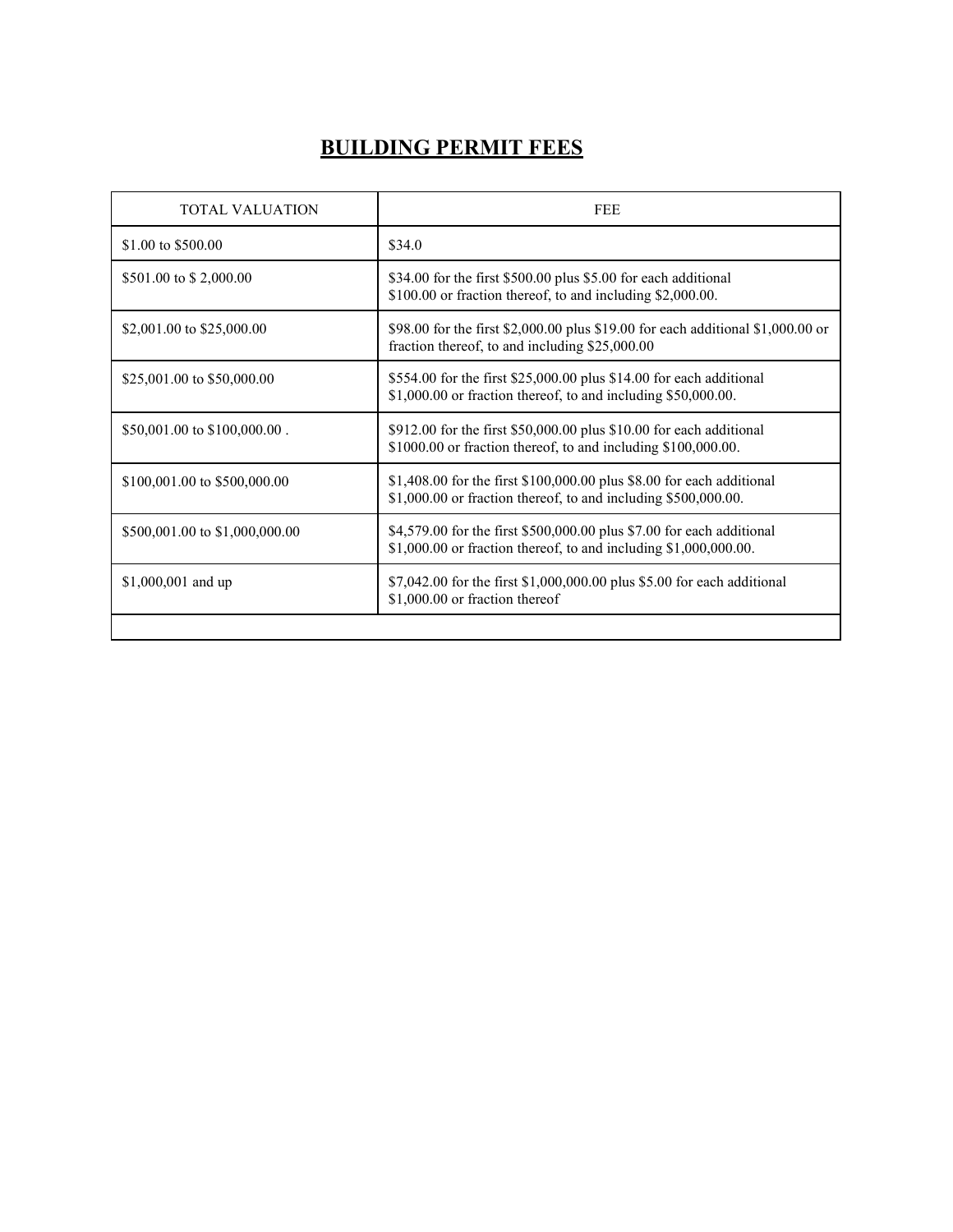# BUILDING PERMIT FEES

| TOTAL VALUATION | FEE |
|---|---|
| $1.00 to $500.00 | $34.0 |
| $501.00 to $ 2,000.00 | $34.00 for the first $500.00 plus $5.00 for each additional $100.00 or fraction thereof, to and including $2,000.00. |
| $2,001.00 to $25,000.00 | $98.00 for the first $2,000.00 plus $19.00 for each additional $1,000.00 or fraction thereof, to and including $25,000.00 |
| $25,001.00 to $50,000.00 | $554.00 for the first $25,000.00 plus $14.00 for each additional $1,000.00 or fraction thereof, to and including $50,000.00. |
| $50,001.00 to $100,000.00 . | $912.00 for the first $50,000.00 plus $10.00 for each additional $1000.00 or fraction thereof, to and including $100,000.00. |
| $100,001.00 to $500,000.00 | $1,408.00 for the first $100,000.00 plus $8.00 for each additional $1,000.00 or fraction thereof, to and including $500,000.00. |
| $500,001.00 to $1,000,000.00 | $4,579.00 for the first $500,000.00 plus $7.00 for each additional $1,000.00 or fraction thereof, to and including $1,000,000.00. |
| $1,000,001 and up | $7,042.00 for the first $1,000,000.00 plus $5.00 for each additional $1,000.00 or fraction thereof |
| | |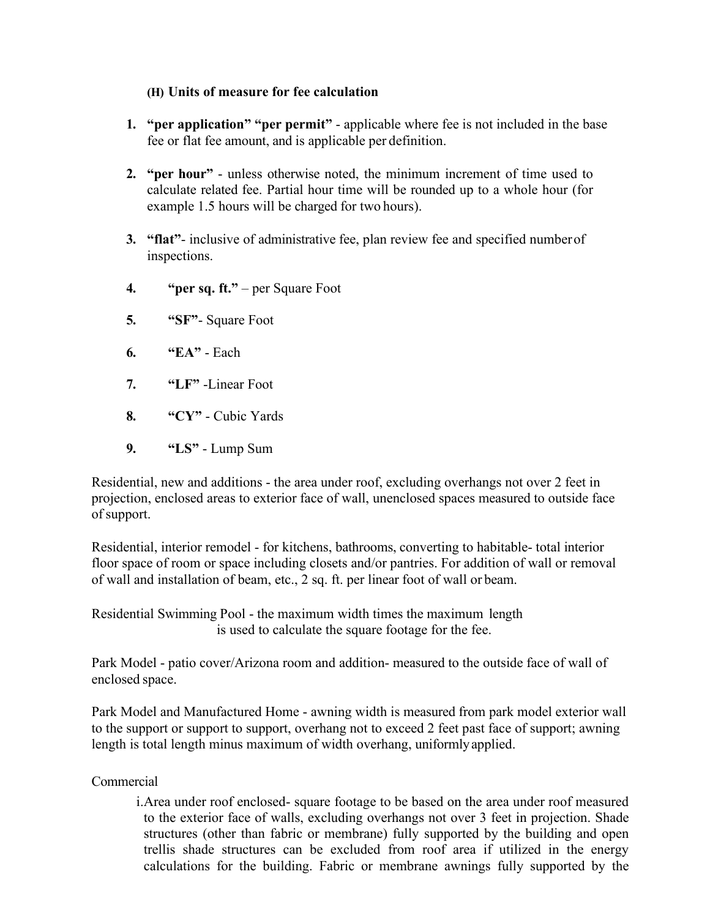**(H) Units of measure for fee calculation**

1. **"per application" "per permit"** - applicable where fee is not included in the base fee or flat fee amount, and is applicable per definition.

2. **"per hour"** - unless otherwise noted, the minimum increment of time used to calculate related fee. Partial hour time will be rounded up to a whole hour (for example 1.5 hours will be charged for two hours).

3. **"flat"**- inclusive of administrative fee, plan review fee and specified number of inspections.

4. **"per sq. ft."** – per Square Foot

5. **"SF"**- Square Foot

6. **"EA"** - Each

7. **"LF"** -Linear Foot

8. **"CY"** - Cubic Yards

9. **"LS"** - Lump Sum

Residential, new and additions - the area under roof, excluding overhangs not over 2 feet in projection, enclosed areas to exterior face of wall, unenclosed spaces measured to outside face of support.

Residential, interior remodel - for kitchens, bathrooms, converting to habitable- total interior floor space of room or space including closets and/or pantries. For addition of wall or removal of wall and installation of beam, etc., 2 sq. ft. per linear foot of wall or beam.

Residential Swimming Pool - the maximum width times the maximum length is used to calculate the square footage for the fee.

Park Model - patio cover/Arizona room and addition- measured to the outside face of wall of enclosed space.

Park Model and Manufactured Home - awning width is measured from park model exterior wall to the support or support to support, overhang not to exceed 2 feet past face of support; awning length is total length minus maximum of width overhang, uniformly applied.

Commercial

i. Area under roof enclosed- square footage to be based on the area under roof measured to the exterior face of walls, excluding overhangs not over 3 feet in projection. Shade structures (other than fabric or membrane) fully supported by the building and open trellis shade structures can be excluded from roof area if utilized in the energy calculations for the building. Fabric or membrane awnings fully supported by the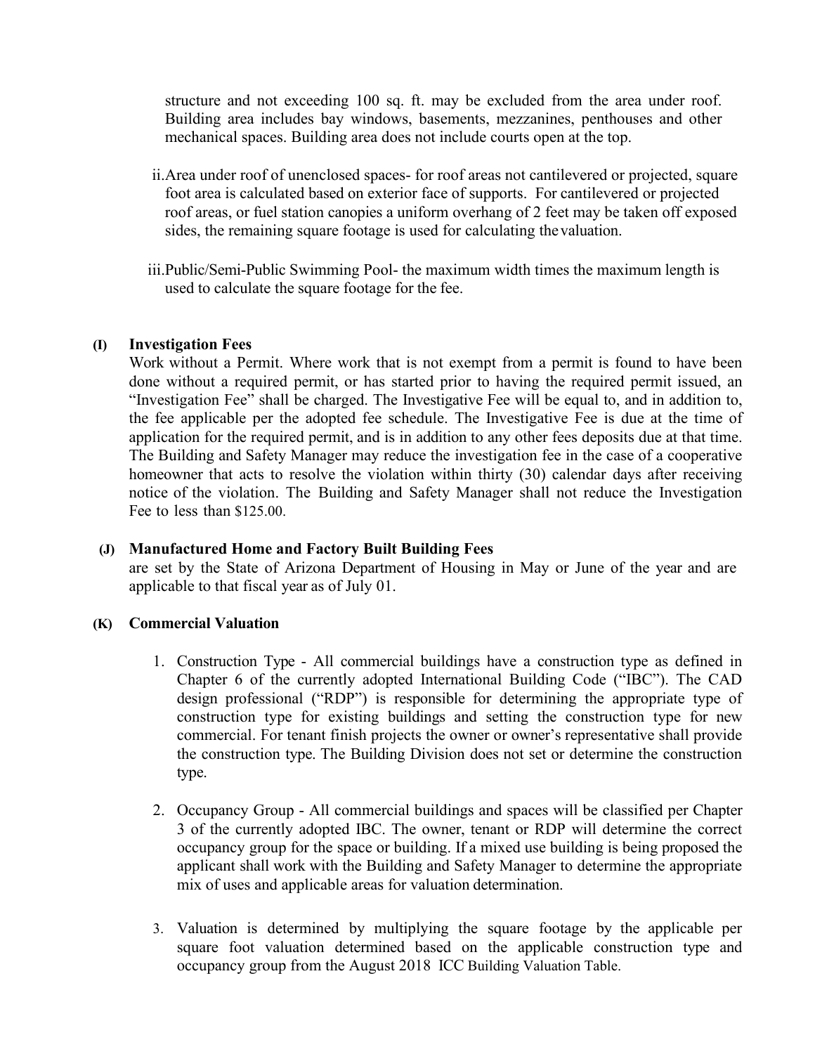structure and not exceeding 100 sq. ft. may be excluded from the area under roof. Building area includes bay windows, basements, mezzanines, penthouses and other mechanical spaces. Building area does not include courts open at the top.

ii. Area under roof of unenclosed spaces- for roof areas not cantilevered or projected, square foot area is calculated based on exterior face of supports. For cantilevered or projected roof areas, or fuel station canopies a uniform overhang of 2 feet may be taken off exposed sides, the remaining square footage is used for calculating the valuation.

iii. Public/Semi-Public Swimming Pool- the maximum width times the maximum length is used to calculate the square footage for the fee.

**(I) Investigation Fees**

Work without a Permit. Where work that is not exempt from a permit is found to have been done without a required permit, or has started prior to having the required permit issued, an "Investigation Fee" shall be charged. The Investigative Fee will be equal to, and in addition to, the fee applicable per the adopted fee schedule. The Investigative Fee is due at the time of application for the required permit, and is in addition to any other fees deposits due at that time. The Building and Safety Manager may reduce the investigation fee in the case of a cooperative homeowner that acts to resolve the violation within thirty (30) calendar days after receiving notice of the violation. The Building and Safety Manager shall not reduce the Investigation Fee to less than $125.00.

**(J) Manufactured Home and Factory Built Building Fees**

are set by the State of Arizona Department of Housing in May or June of the year and are applicable to that fiscal year as of July 01.

**(K) Commercial Valuation**

1. Construction Type - All commercial buildings have a construction type as defined in Chapter 6 of the currently adopted International Building Code ("IBC"). The CAD design professional ("RDP") is responsible for determining the appropriate type of construction type for existing buildings and setting the construction type for new commercial. For tenant finish projects the owner or owner's representative shall provide the construction type. The Building Division does not set or determine the construction type.

2. Occupancy Group - All commercial buildings and spaces will be classified per Chapter 3 of the currently adopted IBC. The owner, tenant or RDP will determine the correct occupancy group for the space or building. If a mixed use building is being proposed the applicant shall work with the Building and Safety Manager to determine the appropriate mix of uses and applicable areas for valuation determination.

3. Valuation is determined by multiplying the square footage by the applicable per square foot valuation determined based on the applicable construction type and occupancy group from the August 2018 ICC Building Valuation Table.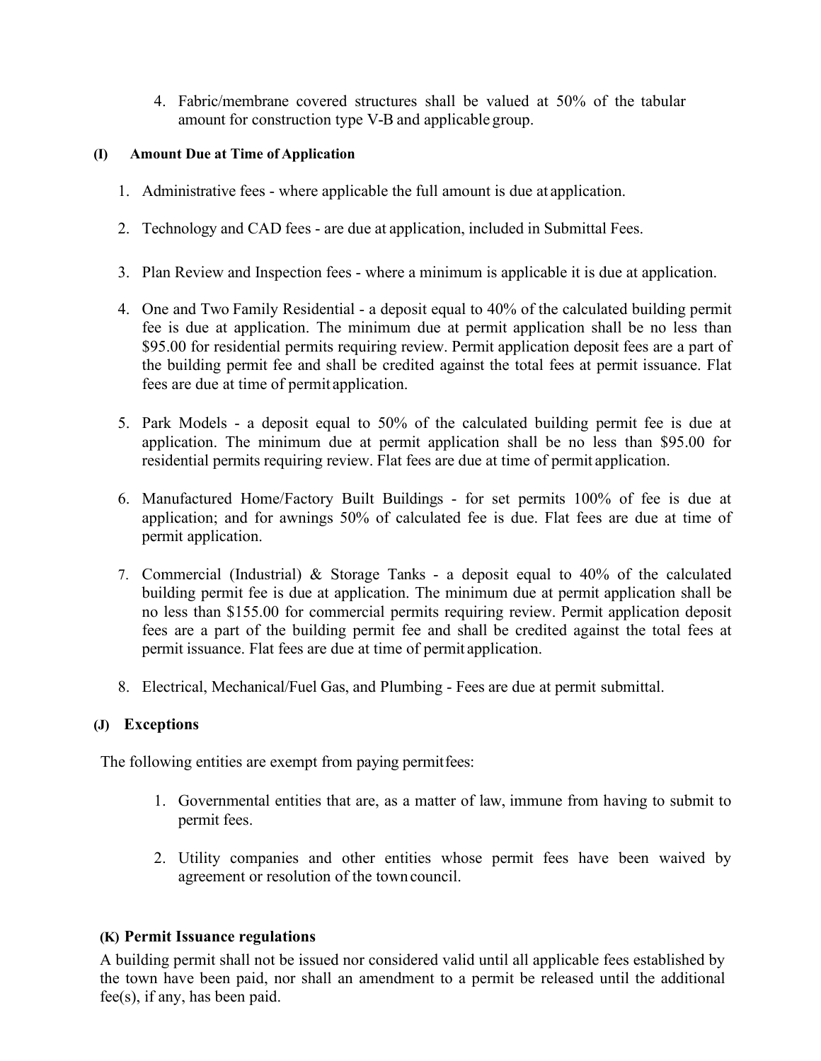4. Fabric/membrane covered structures shall be valued at 50% of the tabular amount for construction type V-B and applicable group.

### (I) Amount Due at Time of Application

1. Administrative fees - where applicable the full amount is due at application.

2. Technology and CAD fees - are due at application, included in Submittal Fees.

3. Plan Review and Inspection fees - where a minimum is applicable it is due at application.

4. One and Two Family Residential - a deposit equal to 40% of the calculated building permit fee is due at application. The minimum due at permit application shall be no less than $95.00 for residential permits requiring review. Permit application deposit fees are a part of the building permit fee and shall be credited against the total fees at permit issuance. Flat fees are due at time of permit application.

5. Park Models - a deposit equal to 50% of the calculated building permit fee is due at application. The minimum due at permit application shall be no less than $95.00 for residential permits requiring review. Flat fees are due at time of permit application.

6. Manufactured Home/Factory Built Buildings - for set permits 100% of fee is due at application; and for awnings 50% of calculated fee is due. Flat fees are due at time of permit application.

7. Commercial (Industrial) & Storage Tanks - a deposit equal to 40% of the calculated building permit fee is due at application. The minimum due at permit application shall be no less than $155.00 for commercial permits requiring review. Permit application deposit fees are a part of the building permit fee and shall be credited against the total fees at permit issuance. Flat fees are due at time of permit application.

8. Electrical, Mechanical/Fuel Gas, and Plumbing - Fees are due at permit submittal.

### (J) Exceptions

The following entities are exempt from paying permit fees:

1. Governmental entities that are, as a matter of law, immune from having to submit to permit fees.

2. Utility companies and other entities whose permit fees have been waived by agreement or resolution of the town council.

### (K) Permit Issuance regulations

A building permit shall not be issued nor considered valid until all applicable fees established by the town have been paid, nor shall an amendment to a permit be released until the additional fee(s), if any, has been paid.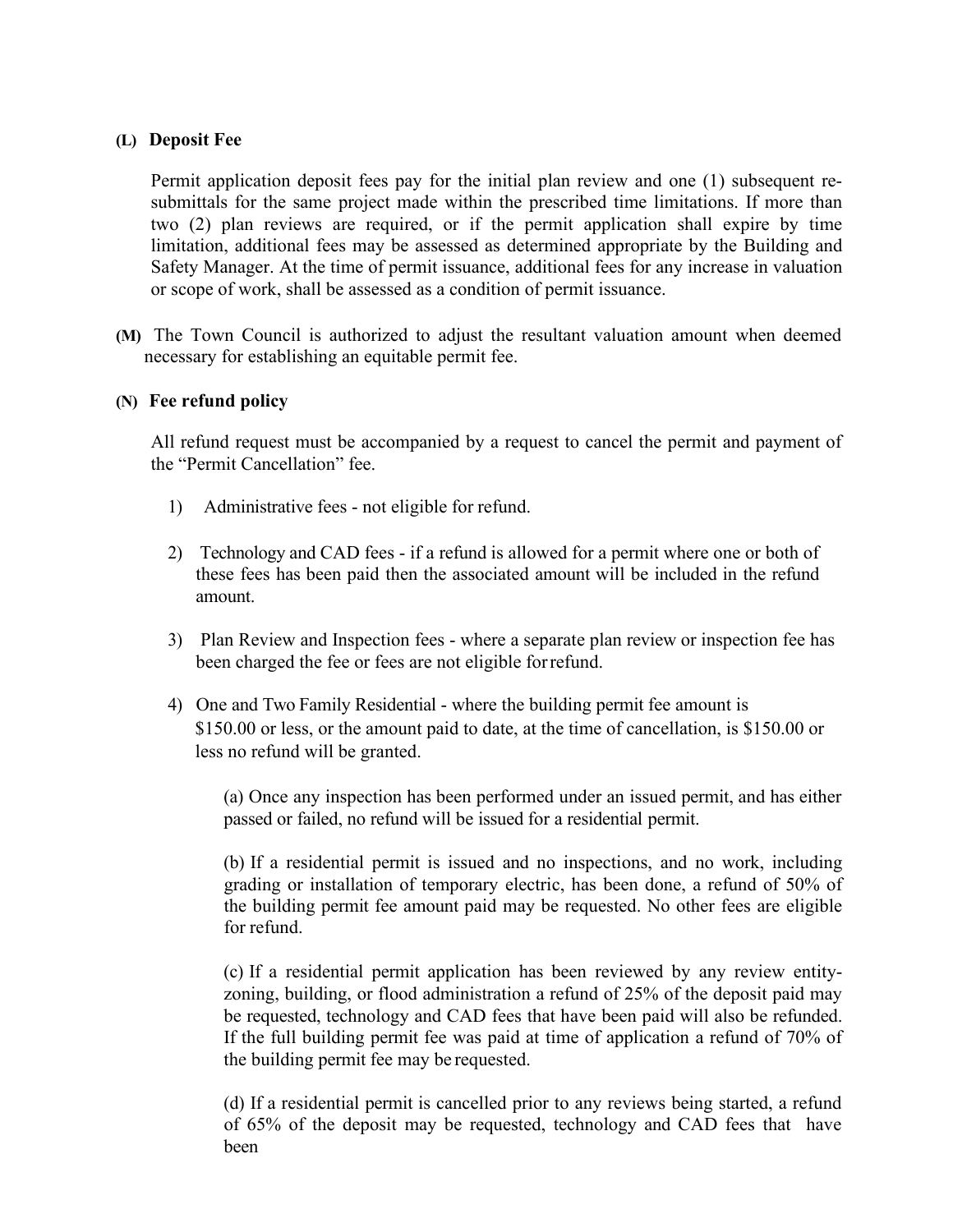**(L) Deposit Fee**

Permit application deposit fees pay for the initial plan review and one (1) subsequent re-submittals for the same project made within the prescribed time limitations. If more than two (2) plan reviews are required, or if the permit application shall expire by time limitation, additional fees may be assessed as determined appropriate by the Building and Safety Manager. At the time of permit issuance, additional fees for any increase in valuation or scope of work, shall be assessed as a condition of permit issuance.

**(M)** The Town Council is authorized to adjust the resultant valuation amount when deemed necessary for establishing an equitable permit fee.

**(N) Fee refund policy**

All refund request must be accompanied by a request to cancel the permit and payment of the "Permit Cancellation" fee.

1) Administrative fees - not eligible for refund.

2) Technology and CAD fees - if a refund is allowed for a permit where one or both of these fees has been paid then the associated amount will be included in the refund amount.

3) Plan Review and Inspection fees - where a separate plan review or inspection fee has been charged the fee or fees are not eligible for refund.

4) One and Two Family Residential - where the building permit fee amount is $150.00 or less, or the amount paid to date, at the time of cancellation, is $150.00 or less no refund will be granted.

   (a) Once any inspection has been performed under an issued permit, and has either passed or failed, no refund will be issued for a residential permit.

   (b) If a residential permit is issued and no inspections, and no work, including grading or installation of temporary electric, has been done, a refund of 50% of the building permit fee amount paid may be requested. No other fees are eligible for refund.

   (c) If a residential permit application has been reviewed by any review entity-zoning, building, or flood administration a refund of 25% of the deposit paid may be requested, technology and CAD fees that have been paid will also be refunded. If the full building permit fee was paid at time of application a refund of 70% of the building permit fee may be requested.

   (d) If a residential permit is cancelled prior to any reviews being started, a refund of 65% of the deposit may be requested, technology and CAD fees that have been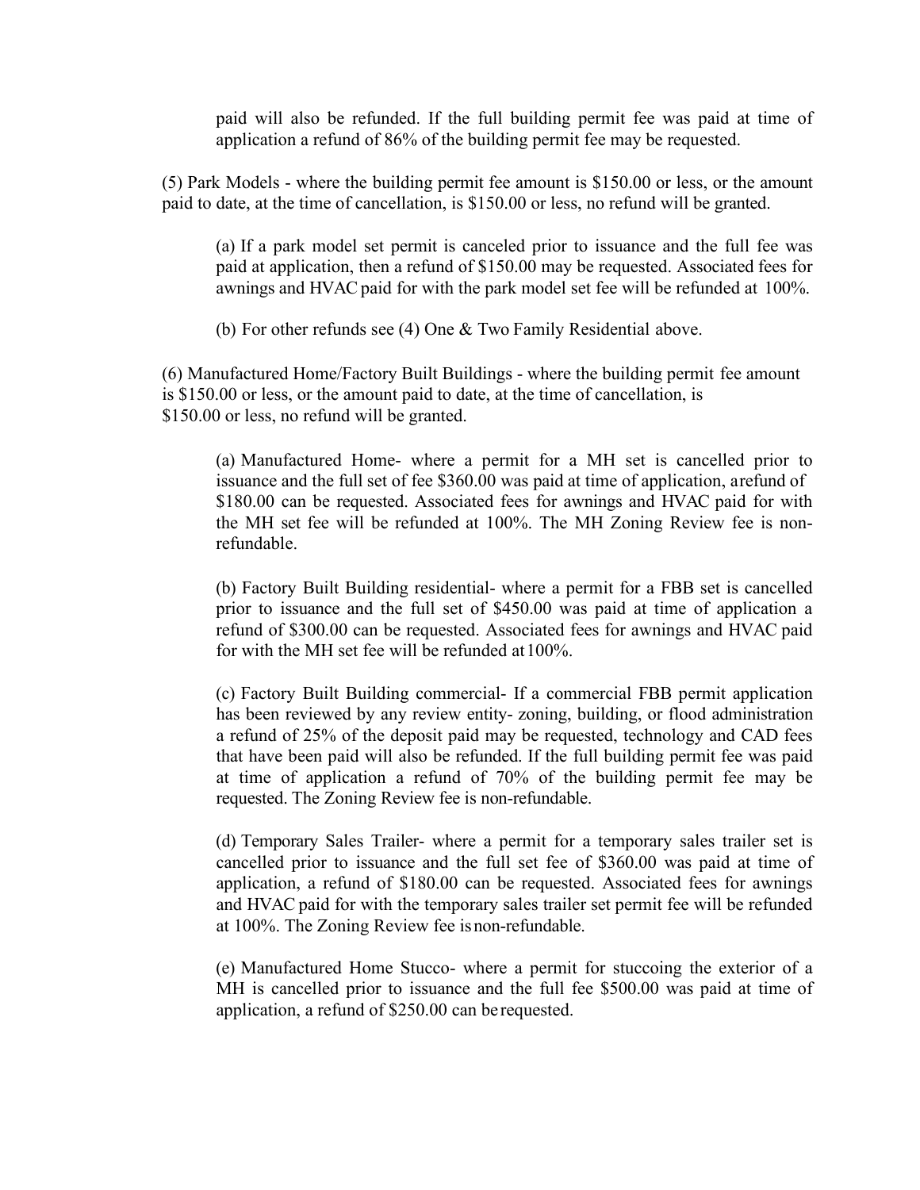paid will also be refunded. If the full building permit fee was paid at time of application a refund of 86% of the building permit fee may be requested.

(5) Park Models - where the building permit fee amount is $150.00 or less, or the amount paid to date, at the time of cancellation, is $150.00 or less, no refund will be granted.

(a) If a park model set permit is canceled prior to issuance and the full fee was paid at application, then a refund of $150.00 may be requested. Associated fees for awnings and HVAC paid for with the park model set fee will be refunded at 100%.

(b) For other refunds see (4) One & Two Family Residential above.

(6) Manufactured Home/Factory Built Buildings - where the building permit fee amount is $150.00 or less, or the amount paid to date, at the time of cancellation, is $150.00 or less, no refund will be granted.

(a) Manufactured Home- where a permit for a MH set is cancelled prior to issuance and the full set of fee $360.00 was paid at time of application, a refund of $180.00 can be requested. Associated fees for awnings and HVAC paid for with the MH set fee will be refunded at 100%. The MH Zoning Review fee is non-refundable.

(b) Factory Built Building residential- where a permit for a FBB set is cancelled prior to issuance and the full set of $450.00 was paid at time of application a refund of $300.00 can be requested. Associated fees for awnings and HVAC paid for with the MH set fee will be refunded at 100%.

(c) Factory Built Building commercial- If a commercial FBB permit application has been reviewed by any review entity- zoning, building, or flood administration a refund of 25% of the deposit paid may be requested, technology and CAD fees that have been paid will also be refunded. If the full building permit fee was paid at time of application a refund of 70% of the building permit fee may be requested. The Zoning Review fee is non-refundable.

(d) Temporary Sales Trailer- where a permit for a temporary sales trailer set is cancelled prior to issuance and the full set fee of $360.00 was paid at time of application, a refund of $180.00 can be requested. Associated fees for awnings and HVAC paid for with the temporary sales trailer set permit fee will be refunded at 100%. The Zoning Review fee is non-refundable.

(e) Manufactured Home Stucco- where a permit for stuccoing the exterior of a MH is cancelled prior to issuance and the full fee $500.00 was paid at time of application, a refund of $250.00 can be requested.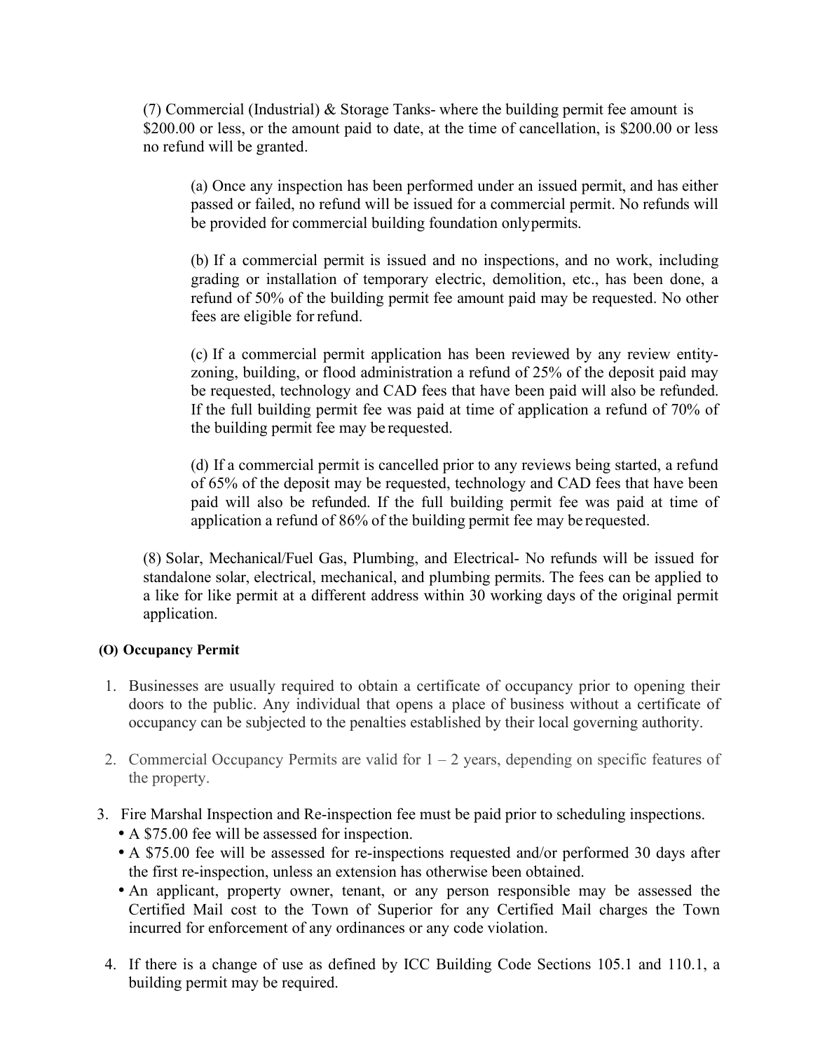(7) Commercial (Industrial) & Storage Tanks- where the building permit fee amount is $200.00 or less, or the amount paid to date, at the time of cancellation, is $200.00 or less no refund will be granted.

(a) Once any inspection has been performed under an issued permit, and has either passed or failed, no refund will be issued for a commercial permit. No refunds will be provided for commercial building foundation onlypermits.

(b) If a commercial permit is issued and no inspections, and no work, including grading or installation of temporary electric, demolition, etc., has been done, a refund of 50% of the building permit fee amount paid may be requested. No other fees are eligible for refund.

(c) If a commercial permit application has been reviewed by any review entity- zoning, building, or flood administration a refund of 25% of the deposit paid may be requested, technology and CAD fees that have been paid will also be refunded. If the full building permit fee was paid at time of application a refund of 70% of the building permit fee may be requested.

(d) If a commercial permit is cancelled prior to any reviews being started, a refund of 65% of the deposit may be requested, technology and CAD fees that have been paid will also be refunded. If the full building permit fee was paid at time of application a refund of 86% of the building permit fee may be requested.

(8) Solar, Mechanical/Fuel Gas, Plumbing, and Electrical- No refunds will be issued for standalone solar, electrical, mechanical, and plumbing permits. The fees can be applied to a like for like permit at a different address within 30 working days of the original permit application.

**(O) Occupancy Permit**

1. Businesses are usually required to obtain a certificate of occupancy prior to opening their doors to the public. Any individual that opens a place of business without a certificate of occupancy can be subjected to the penalties established by their local governing authority.

2. Commercial Occupancy Permits are valid for 1 – 2 years, depending on specific features of the property.

3. Fire Marshal Inspection and Re-inspection fee must be paid prior to scheduling inspections.
   - A $75.00 fee will be assessed for inspection.
   - A $75.00 fee will be assessed for re-inspections requested and/or performed 30 days after the first re-inspection, unless an extension has otherwise been obtained.
   - An applicant, property owner, tenant, or any person responsible may be assessed the Certified Mail cost to the Town of Superior for any Certified Mail charges the Town incurred for enforcement of any ordinances or any code violation.

4. If there is a change of use as defined by ICC Building Code Sections 105.1 and 110.1, a building permit may be required.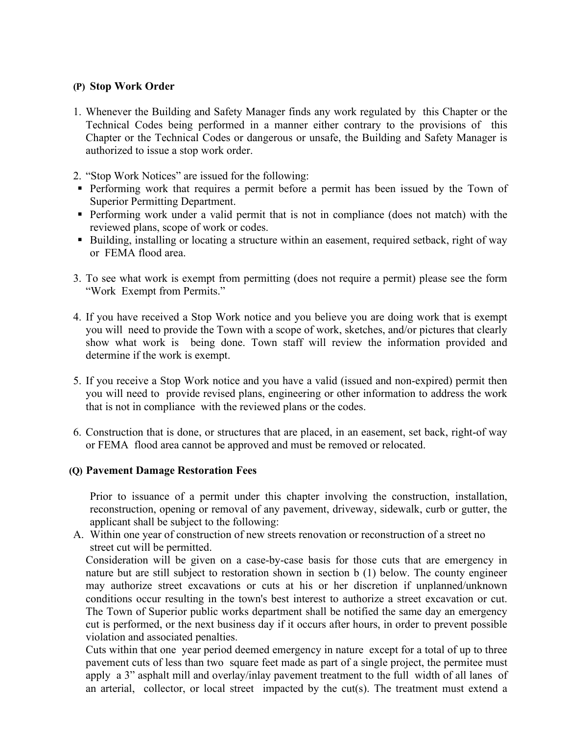**(P) Stop Work Order**

1. Whenever the Building and Safety Manager finds any work regulated by this Chapter or the Technical Codes being performed in a manner either contrary to the provisions of this Chapter or the Technical Codes or dangerous or unsafe, the Building and Safety Manager is authorized to issue a stop work order.

2. "Stop Work Notices" are issued for the following:
   - Performing work that requires a permit before a permit has been issued by the Town of Superior Permitting Department.
   - Performing work under a valid permit that is not in compliance (does not match) with the reviewed plans, scope of work or codes.
   - Building, installing or locating a structure within an easement, required setback, right of way or FEMA flood area.

3. To see what work is exempt from permitting (does not require a permit) please see the form "Work Exempt from Permits."

4. If you have received a Stop Work notice and you believe you are doing work that is exempt you will need to provide the Town with a scope of work, sketches, and/or pictures that clearly show what work is being done. Town staff will review the information provided and determine if the work is exempt.

5. If you receive a Stop Work notice and you have a valid (issued and non-expired) permit then you will need to provide revised plans, engineering or other information to address the work that is not in compliance with the reviewed plans or the codes.

6. Construction that is done, or structures that are placed, in an easement, set back, right-of way or FEMA flood area cannot be approved and must be removed or relocated.

**(Q) Pavement Damage Restoration Fees**

Prior to issuance of a permit under this chapter involving the construction, installation, reconstruction, opening or removal of any pavement, driveway, sidewalk, curb or gutter, the applicant shall be subject to the following:

A. Within one year of construction of new streets renovation or reconstruction of a street no street cut will be permitted.

Consideration will be given on a case-by-case basis for those cuts that are emergency in nature but are still subject to restoration shown in section b (1) below. The county engineer may authorize street excavations or cuts at his or her discretion if unplanned/unknown conditions occur resulting in the town's best interest to authorize a street excavation or cut. The Town of Superior public works department shall be notified the same day an emergency cut is performed, or the next business day if it occurs after hours, in order to prevent possible violation and associated penalties.

Cuts within that one year period deemed emergency in nature except for a total of up to three pavement cuts of less than two square feet made as part of a single project, the permitee must apply a 3" asphalt mill and overlay/inlay pavement treatment to the full width of all lanes of an arterial, collector, or local street impacted by the cut(s). The treatment must extend a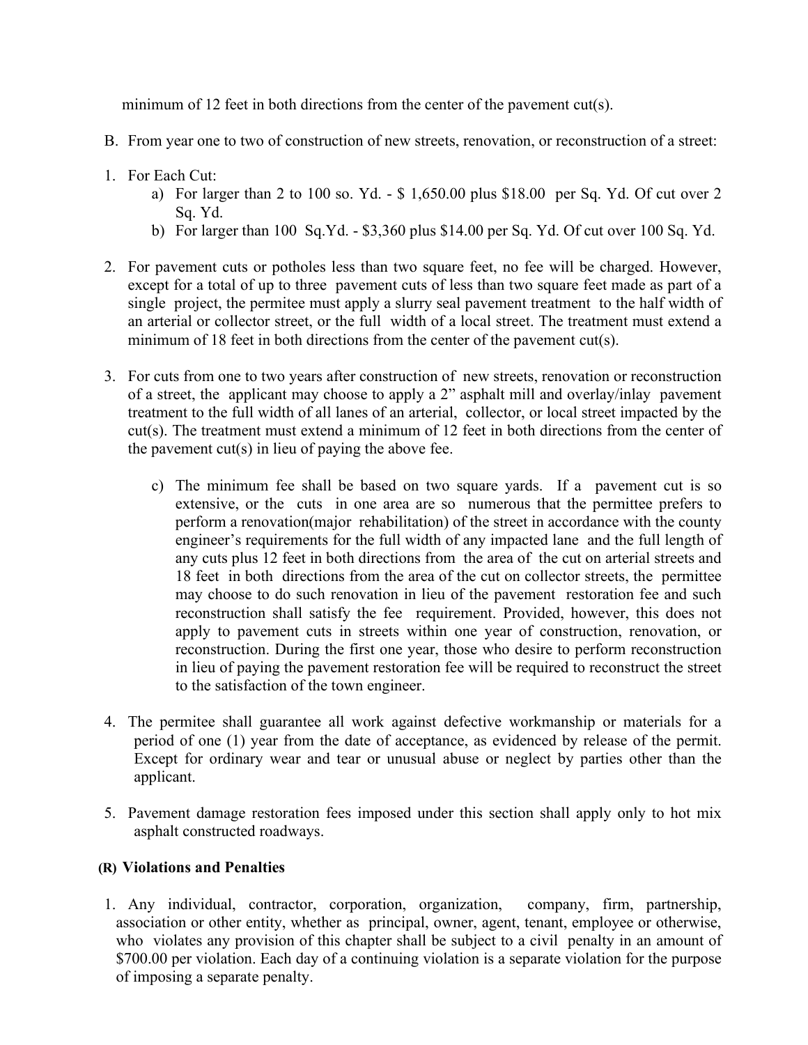minimum of 12 feet in both directions from the center of the pavement cut(s).

B. From year one to two of construction of new streets, renovation, or reconstruction of a street:

1. For Each Cut:
   a) For larger than 2 to 100 so. Yd. - $ 1,650.00 plus $18.00 per Sq. Yd. Of cut over 2 Sq. Yd.
   b) For larger than 100 Sq.Yd. - $3,360 plus $14.00 per Sq. Yd. Of cut over 100 Sq. Yd.

2. For pavement cuts or potholes less than two square feet, no fee will be charged. However, except for a total of up to three pavement cuts of less than two square feet made as part of a single project, the permitee must apply a slurry seal pavement treatment to the half width of an arterial or collector street, or the full width of a local street. The treatment must extend a minimum of 18 feet in both directions from the center of the pavement cut(s).

3. For cuts from one to two years after construction of new streets, renovation or reconstruction of a street, the applicant may choose to apply a 2" asphalt mill and overlay/inlay pavement treatment to the full width of all lanes of an arterial, collector, or local street impacted by the cut(s). The treatment must extend a minimum of 12 feet in both directions from the center of the pavement cut(s) in lieu of paying the above fee.

   c) The minimum fee shall be based on two square yards. If a pavement cut is so extensive, or the cuts in one area are so numerous that the permittee prefers to perform a renovation(major rehabilitation) of the street in accordance with the county engineer's requirements for the full width of any impacted lane and the full length of any cuts plus 12 feet in both directions from the area of the cut on arterial streets and 18 feet in both directions from the area of the cut on collector streets, the permittee may choose to do such renovation in lieu of the pavement restoration fee and such reconstruction shall satisfy the fee requirement. Provided, however, this does not apply to pavement cuts in streets within one year of construction, renovation, or reconstruction. During the first one year, those who desire to perform reconstruction in lieu of paying the pavement restoration fee will be required to reconstruct the street to the satisfaction of the town engineer.

4. The permitee shall guarantee all work against defective workmanship or materials for a period of one (1) year from the date of acceptance, as evidenced by release of the permit. Except for ordinary wear and tear or unusual abuse or neglect by parties other than the applicant.

5. Pavement damage restoration fees imposed under this section shall apply only to hot mix asphalt constructed roadways.

### (R) Violations and Penalties

1. Any individual, contractor, corporation, organization, company, firm, partnership, association or other entity, whether as principal, owner, agent, tenant, employee or otherwise, who violates any provision of this chapter shall be subject to a civil penalty in an amount of $700.00 per violation. Each day of a continuing violation is a separate violation for the purpose of imposing a separate penalty.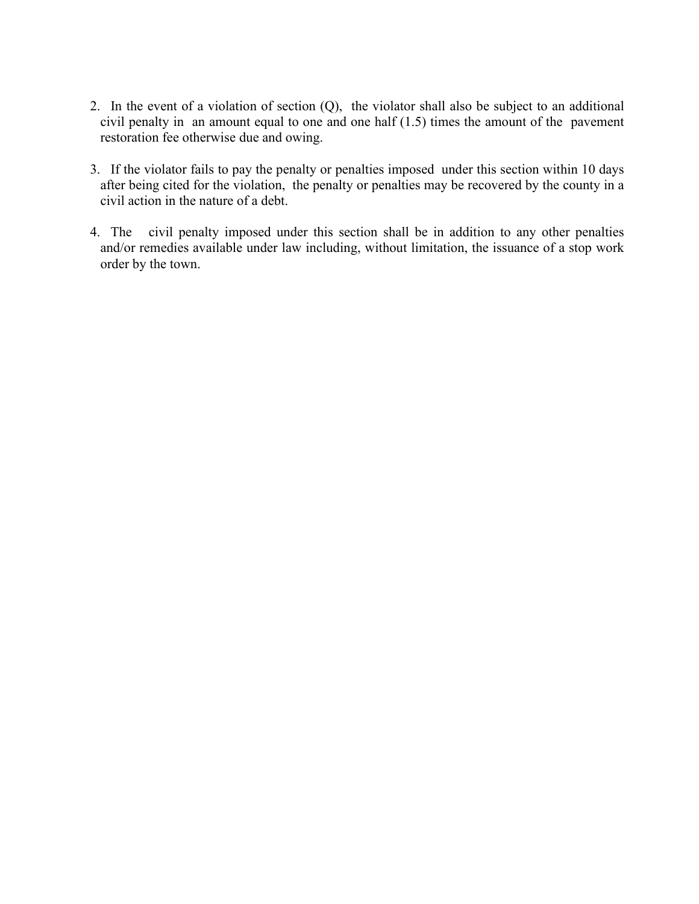2. In the event of a violation of section (Q), the violator shall also be subject to an additional civil penalty in an amount equal to one and one half (1.5) times the amount of the pavement restoration fee otherwise due and owing.
3. If the violator fails to pay the penalty or penalties imposed under this section within 10 days after being cited for the violation, the penalty or penalties may be recovered by the county in a civil action in the nature of a debt.
4. The civil penalty imposed under this section shall be in addition to any other penalties and/or remedies available under law including, without limitation, the issuance of a stop work order by the town.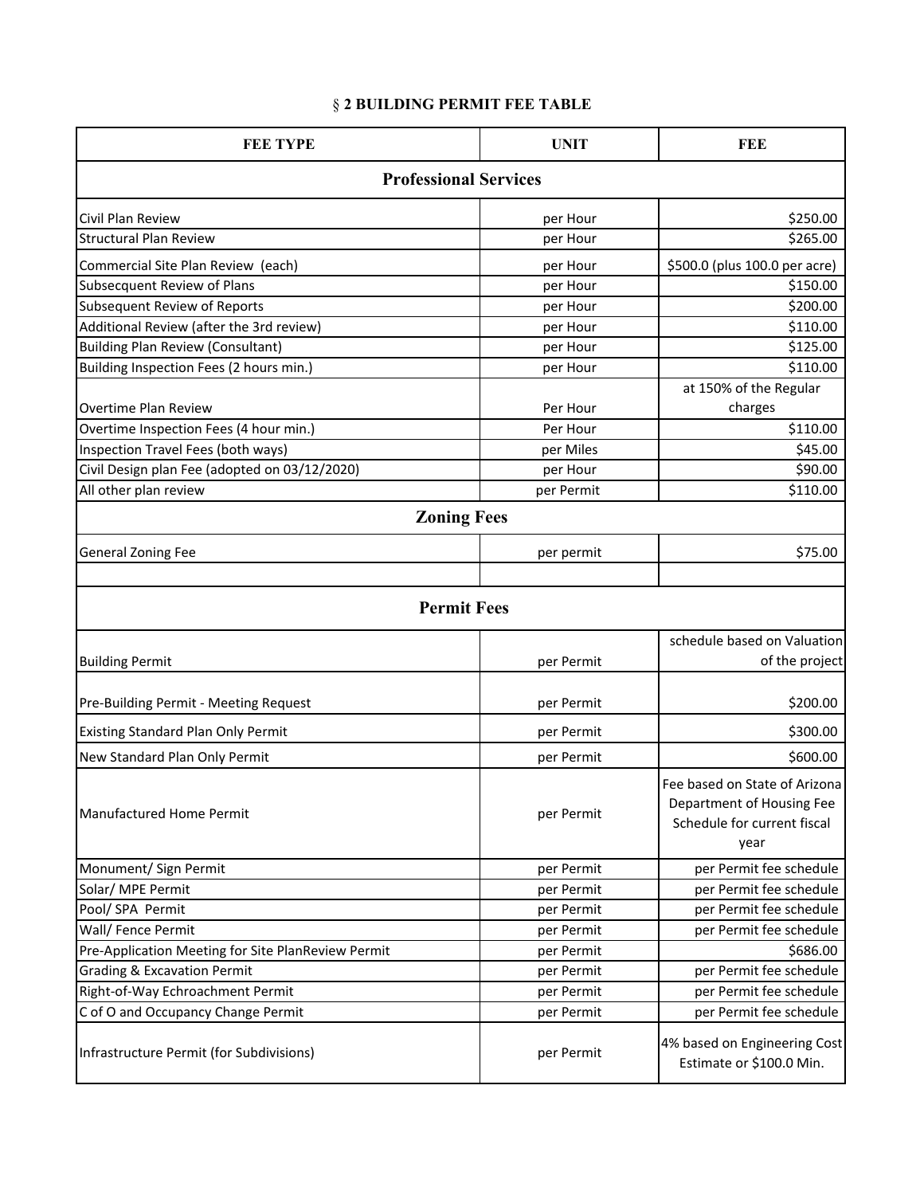## § 2 BUILDING PERMIT FEE TABLE

| FEE TYPE | UNIT | FEE |
|---|---|---|
| **Professional Services** | | |
| Civil Plan Review | per Hour | $250.00 |
| Structural Plan Review | per Hour | $265.00 |
| Commercial Site Plan Review (each) | per Hour | $500.0 (plus 100.0 per acre) |
| Subsecquent Review of Plans | per Hour | $150.00 |
| Subsequent Review of Reports | per Hour | $200.00 |
| Additional Review (after the 3rd review) | per Hour | $110.00 |
| Building Plan Review (Consultant) | per Hour | $125.00 |
| Building Inspection Fees (2 hours min.) | per Hour | $110.00 |
| Overtime Plan Review | Per Hour | at 150% of the Regular charges |
| Overtime Inspection Fees (4 hour min.) | Per Hour | $110.00 |
| Inspection Travel Fees (both ways) | per Miles | $45.00 |
| Civil Design plan Fee (adopted on 03/12/2020) | per Hour | $90.00 |
| All other plan review | per Permit | $110.00 |
| **Zoning Fees** | | |
| General Zoning Fee | per permit | $75.00 |
| | | |
| **Permit Fees** | | |
| Building Permit | per Permit | schedule based on Valuation of the project |
| Pre-Building Permit - Meeting Request | per Permit | $200.00 |
| Existing Standard Plan Only Permit | per Permit | $300.00 |
| New Standard Plan Only Permit | per Permit | $600.00 |
| Manufactured Home Permit | per Permit | Fee based on State of Arizona Department of Housing Fee Schedule for current fiscal year |
| Monument/ Sign Permit | per Permit | per Permit fee schedule |
| Solar/ MPE Permit | per Permit | per Permit fee schedule |
| Pool/ SPA Permit | per Permit | per Permit fee schedule |
| Wall/ Fence Permit | per Permit | per Permit fee schedule |
| Pre-Application Meeting for Site PlanReview Permit | per Permit | $686.00 |
| Grading & Excavation Permit | per Permit | per Permit fee schedule |
| Right-of-Way Echroachment Permit | per Permit | per Permit fee schedule |
| C of O and Occupancy Change Permit | per Permit | per Permit fee schedule |
| Infrastructure Permit (for Subdivisions) | per Permit | 4% based on Engineering Cost Estimate or $100.0 Min. |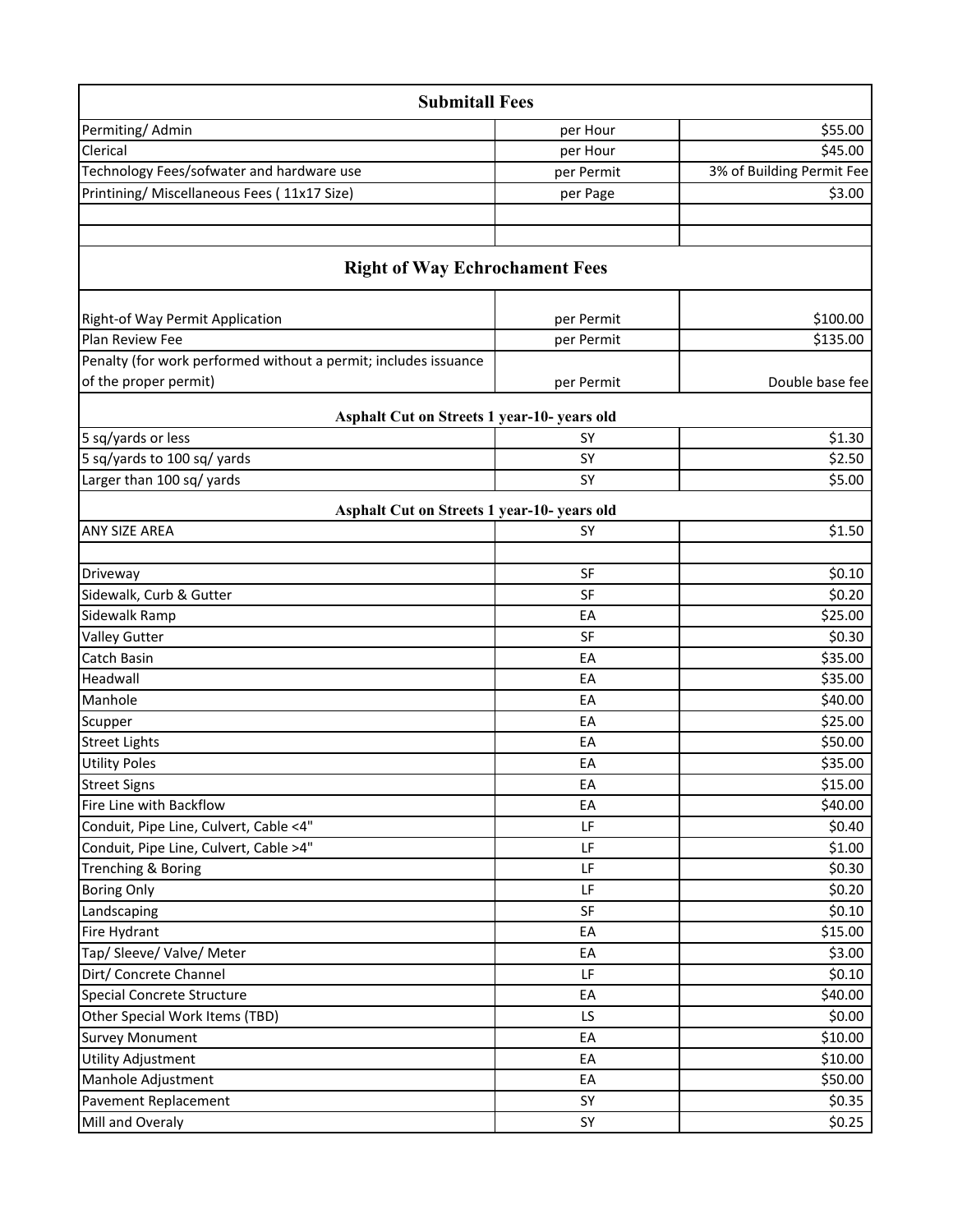| Submitall Fees | | |
|---|---|---|
| Permiting/ Admin | per Hour | $55.00 |
| Clerical | per Hour | $45.00 |
| Technology Fees/sofwater and hardware use | per Permit | 3% of Building Permit Fee |
| Printining/ Miscellaneous Fees ( 11x17 Size) | per Page | $3.00 |
| | | |
| | | |

| Right of Way Echrochament Fees | | |
|---|---|---|
| Right-of Way Permit Application | per Permit | $100.00 |
| Plan Review Fee | per Permit | $135.00 |
| Penalty (for work performed without a permit; includes issuance of the proper permit) | per Permit | Double base fee |
| **Asphalt Cut on Streets 1 year-10- years old** | | |
| 5 sq/yards or less | SY | $1.30 |
| 5 sq/yards to 100 sq/ yards | SY | $2.50 |
| Larger than 100 sq/ yards | SY | $5.00 |
| **Asphalt Cut on Streets 1 year-10- years old** | | |
| ANY SIZE AREA | SY | $1.50 |
| | | |
| Driveway | SF | $0.10 |
| Sidewalk, Curb & Gutter | SF | $0.20 |
| Sidewalk Ramp | EA | $25.00 |
| Valley Gutter | SF | $0.30 |
| Catch Basin | EA | $35.00 |
| Headwall | EA | $35.00 |
| Manhole | EA | $40.00 |
| Scupper | EA | $25.00 |
| Street Lights | EA | $50.00 |
| Utility Poles | EA | $35.00 |
| Street Signs | EA | $15.00 |
| Fire Line with Backflow | EA | $40.00 |
| Conduit, Pipe Line, Culvert, Cable <4" | LF | $0.40 |
| Conduit, Pipe Line, Culvert, Cable >4" | LF | $1.00 |
| Trenching & Boring | LF | $0.30 |
| Boring Only | LF | $0.20 |
| Landscaping | SF | $0.10 |
| Fire Hydrant | EA | $15.00 |
| Tap/ Sleeve/ Valve/ Meter | EA | $3.00 |
| Dirt/ Concrete Channel | LF | $0.10 |
| Special Concrete Structure | EA | $40.00 |
| Other Special Work Items (TBD) | LS | $0.00 |
| Survey Monument | EA | $10.00 |
| Utility Adjustment | EA | $10.00 |
| Manhole Adjustment | EA | $50.00 |
| Pavement Replacement | SY | $0.35 |
| Mill and Overaly | SY | $0.25 |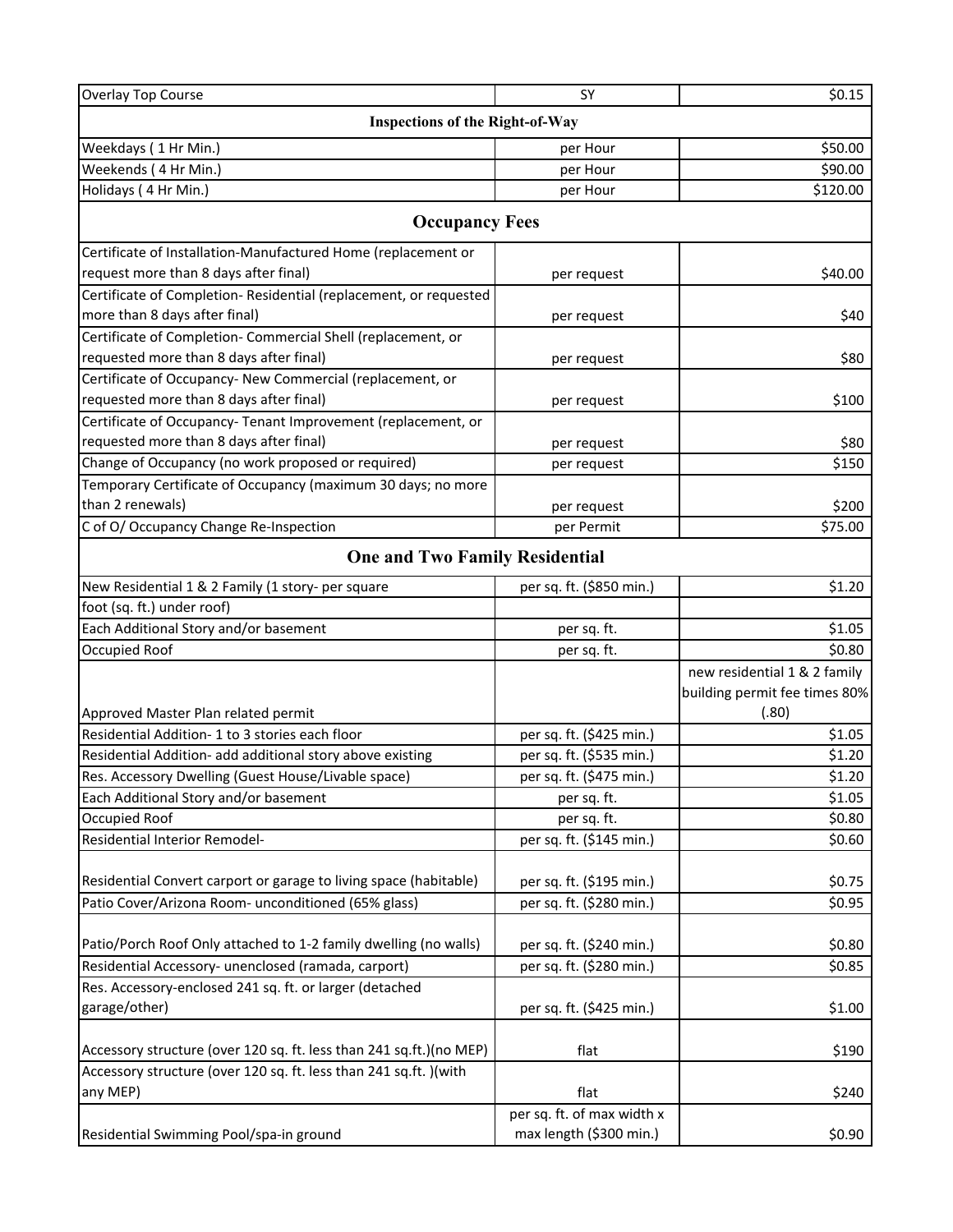| Overlay Top Course | SY | $0.15 |
|---|---|---|
| **Inspections of the Right-of-Way** | | |
| Weekdays ( 1 Hr Min.) | per Hour | $50.00 |
| Weekends ( 4 Hr Min.) | per Hour | $90.00 |
| Holidays ( 4 Hr Min.) | per Hour | $120.00 |
| **Occupancy Fees** | | |
| Certificate of Installation-Manufactured Home (replacement or request more than 8 days after final) | per request | $40.00 |
| Certificate of Completion- Residential (replacement, or requested more than 8 days after final) | per request | $40 |
| Certificate of Completion- Commercial Shell (replacement, or requested more than 8 days after final) | per request | $80 |
| Certificate of Occupancy- New Commercial (replacement, or requested more than 8 days after final) | per request | $100 |
| Certificate of Occupancy- Tenant Improvement (replacement, or requested more than 8 days after final) | per request | $80 |
| Change of Occupancy (no work proposed or required) | per request | $150 |
| Temporary Certificate of Occupancy (maximum 30 days; no more than 2 renewals) | per request | $200 |
| C of O/ Occupancy Change Re-Inspection | per Permit | $75.00 |
| **One and Two Family Residential** | | |
| New Residential 1 & 2 Family (1 story- per square | per sq. ft. ($850 min.) | $1.20 |
| foot (sq. ft.) under roof) | | |
| Each Additional Story and/or basement | per sq. ft. | $1.05 |
| Occupied Roof | per sq. ft. | $0.80 |
| Approved Master Plan related permit | | new residential 1 & 2 family building permit fee times 80% (.80) |
| Residential Addition- 1 to 3 stories each floor | per sq. ft. ($425 min.) | $1.05 |
| Residential Addition- add additional story above existing | per sq. ft. ($535 min.) | $1.20 |
| Res. Accessory Dwelling (Guest House/Livable space) | per sq. ft. ($475 min.) | $1.20 |
| Each Additional Story and/or basement | per sq. ft. | $1.05 |
| Occupied Roof | per sq. ft. | $0.80 |
| Residential Interior Remodel- | per sq. ft. ($145 min.) | $0.60 |
| Residential Convert carport or garage to living space (habitable) | per sq. ft. ($195 min.) | $0.75 |
| Patio Cover/Arizona Room- unconditioned (65% glass) | per sq. ft. ($280 min.) | $0.95 |
| Patio/Porch Roof Only attached to 1-2 family dwelling (no walls) | per sq. ft. ($240 min.) | $0.80 |
| Residential Accessory- unenclosed (ramada, carport) | per sq. ft. ($280 min.) | $0.85 |
| Res. Accessory-enclosed 241 sq. ft. or larger (detached garage/other) | per sq. ft. ($425 min.) | $1.00 |
| Accessory structure (over 120 sq. ft. less than 241 sq.ft.)(no MEP) | flat | $190 |
| Accessory structure (over 120 sq. ft. less than 241 sq.ft. )(with any MEP) | flat | $240 |
| Residential Swimming Pool/spa-in ground | per sq. ft. of max width x max length ($300 min.) | $0.90 |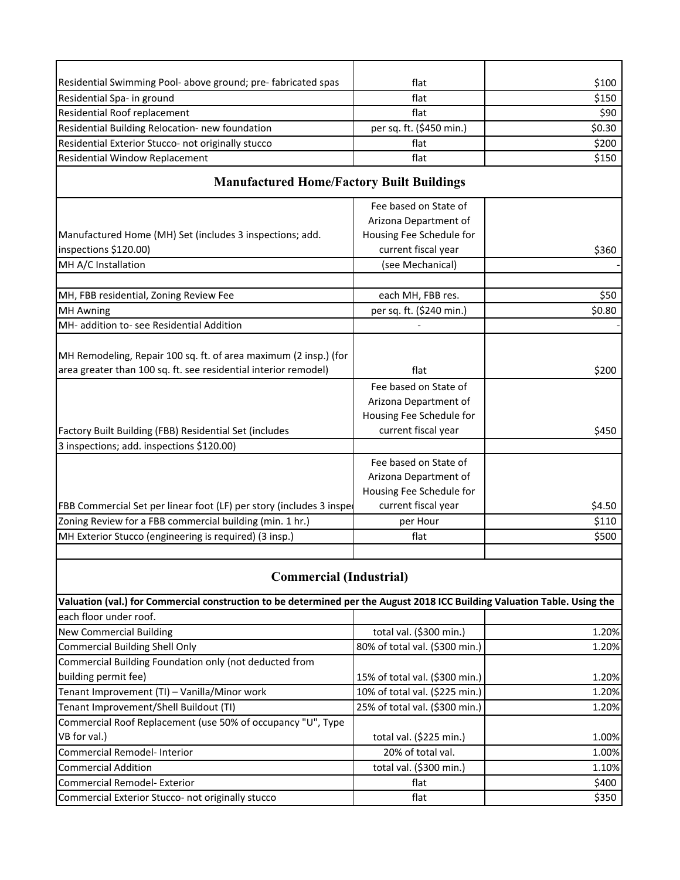| | | |
|---|---|---|
| Residential Swimming Pool- above ground; pre- fabricated spas | flat | $100 |
| Residential Spa- in ground | flat | $150 |
| Residential Roof replacement | flat | $90 |
| Residential Building Relocation- new foundation | per sq. ft. ($450 min.) | $0.30 |
| Residential Exterior Stucco- not originally stucco | flat | $200 |
| Residential Window Replacement | flat | $150 |

## Manufactured Home/Factory Built Buildings

| | | |
|---|---|---|
| Manufactured Home (MH) Set (includes 3 inspections; add. inspections $120.00) | Fee based on State of Arizona Department of Housing Fee Schedule for current fiscal year | $360 |
| MH A/C Installation | (see Mechanical) | - |
| | | |
| MH, FBB residential, Zoning Review Fee | each MH, FBB res. | $50 |
| MH Awning | per sq. ft. ($240 min.) | $0.80 |
| MH- addition to- see Residential Addition | - | - |
| MH Remodeling, Repair 100 sq. ft. of area maximum (2 insp.) (for area greater than 100 sq. ft. see residential interior remodel) | flat | $200 |
| Factory Built Building (FBB) Residential Set (includes 3 inspections; add. inspections $120.00) | Fee based on State of Arizona Department of Housing Fee Schedule for current fiscal year | $450 |
| FBB Commercial Set per linear foot (LF) per story (includes 3 inspe | Fee based on State of Arizona Department of Housing Fee Schedule for current fiscal year | $4.50 |
| Zoning Review for a FBB commercial building (min. 1 hr.) | per Hour | $110 |
| MH Exterior Stucco (engineering is required) (3 insp.) | flat | $500 |
| | | |

## Commercial (Industrial)

**Valuation (val.) for Commercial construction to be determined per the August 2018 ICC Building Valuation Table. Using the** each floor under roof.

| | | |
|---|---|---|
| New Commercial Building | total val. ($300 min.) | 1.20% |
| Commercial Building Shell Only | 80% of total val. ($300 min.) | 1.20% |
| Commercial Building Foundation only (not deducted from building permit fee) | 15% of total val. ($300 min.) | 1.20% |
| Tenant Improvement (TI) – Vanilla/Minor work | 10% of total val. ($225 min.) | 1.20% |
| Tenant Improvement/Shell Buildout (TI) | 25% of total val. ($300 min.) | 1.20% |
| Commercial Roof Replacement (use 50% of occupancy "U", Type VB for val.) | total val. ($225 min.) | 1.00% |
| Commercial Remodel- Interior | 20% of total val. | 1.00% |
| Commercial Addition | total val. ($300 min.) | 1.10% |
| Commercial Remodel- Exterior | flat | $400 |
| Commercial Exterior Stucco- not originally stucco | flat | $350 |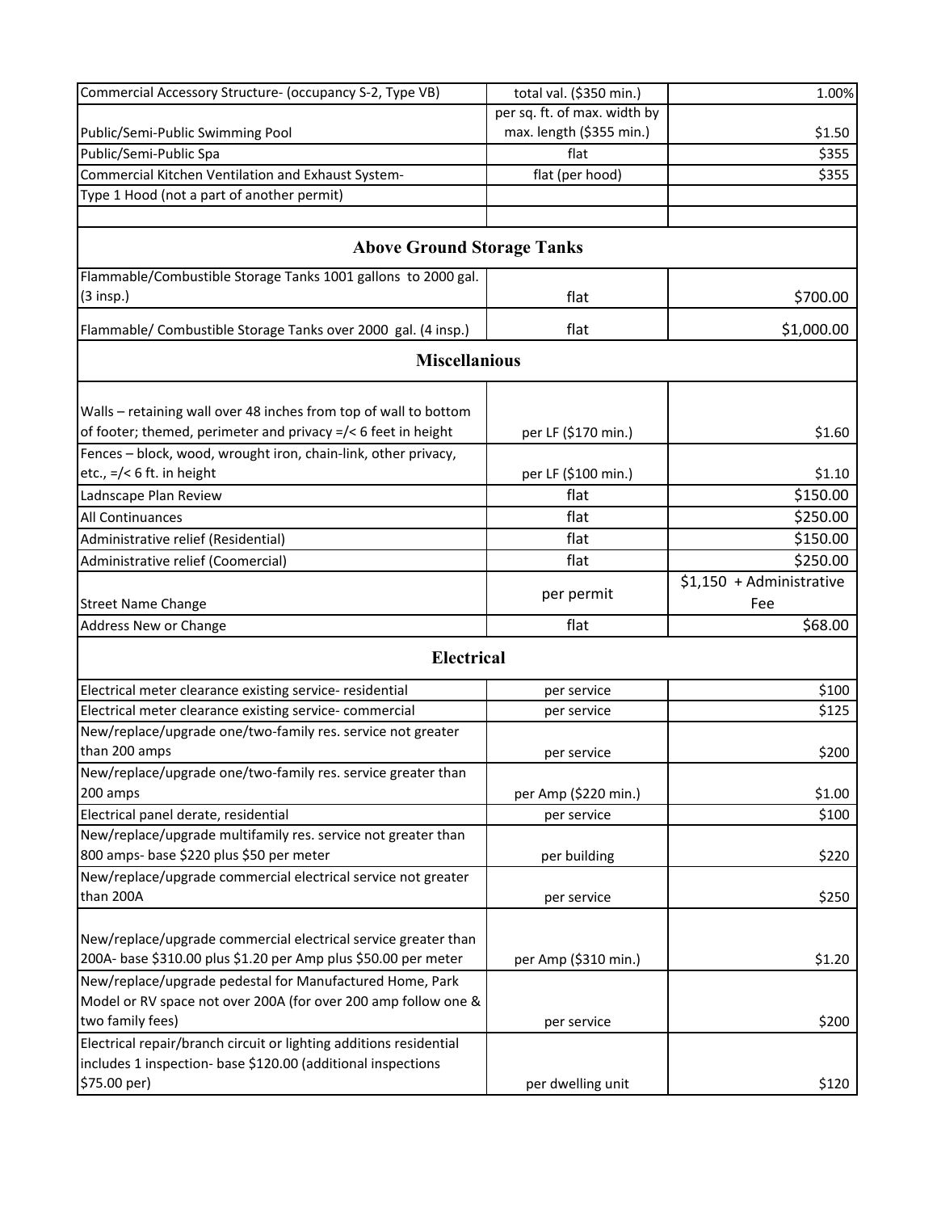| | | |
|---|---|---|
| Commercial Accessory Structure- (occupancy S-2, Type VB) | total val. ($350 min.) | 1.00% |
| Public/Semi-Public Swimming Pool | per sq. ft. of max. width by max. length ($355 min.) | $1.50 |
| Public/Semi-Public Spa | flat | $355 |
| Commercial Kitchen Ventilation and Exhaust System- | flat (per hood) | $355 |
| Type 1 Hood (not a part of another permit) | | |
| | | |
| **Above Ground Storage Tanks** | | |
| Flammable/Combustible Storage Tanks 1001 gallons to 2000 gal. (3 insp.) | flat | $700.00 |
| Flammable/ Combustible Storage Tanks over 2000 gal. (4 insp.) | flat | $1,000.00 |
| **Miscellanious** | | |
| Walls – retaining wall over 48 inches from top of wall to bottom of footer; themed, perimeter and privacy =/< 6 feet in height | per LF ($170 min.) | $1.60 |
| Fences – block, wood, wrought iron, chain-link, other privacy, etc., =/< 6 ft. in height | per LF ($100 min.) | $1.10 |
| Ladnscape Plan Review | flat | $150.00 |
| All Continuances | flat | $250.00 |
| Administrative relief (Residential) | flat | $150.00 |
| Administrative relief (Coomercial) | flat | $250.00 |
| Street Name Change | per permit | $1,150 + Administrative Fee |
| Address New or Change | flat | $68.00 |
| **Electrical** | | |
| Electrical meter clearance existing service- residential | per service | $100 |
| Electrical meter clearance existing service- commercial | per service | $125 |
| New/replace/upgrade one/two-family res. service not greater than 200 amps | per service | $200 |
| New/replace/upgrade one/two-family res. service greater than 200 amps | per Amp ($220 min.) | $1.00 |
| Electrical panel derate, residential | per service | $100 |
| New/replace/upgrade multifamily res. service not greater than 800 amps- base $220 plus $50 per meter | per building | $220 |
| New/replace/upgrade commercial electrical service not greater than 200A | per service | $250 |
| New/replace/upgrade commercial electrical service greater than 200A- base $310.00 plus $1.20 per Amp plus $50.00 per meter | per Amp ($310 min.) | $1.20 |
| New/replace/upgrade pedestal for Manufactured Home, Park Model or RV space not over 200A (for over 200 amp follow one & two family fees) | per service | $200 |
| Electrical repair/branch circuit or lighting additions residential includes 1 inspection- base $120.00 (additional inspections $75.00 per) | per dwelling unit | $120 |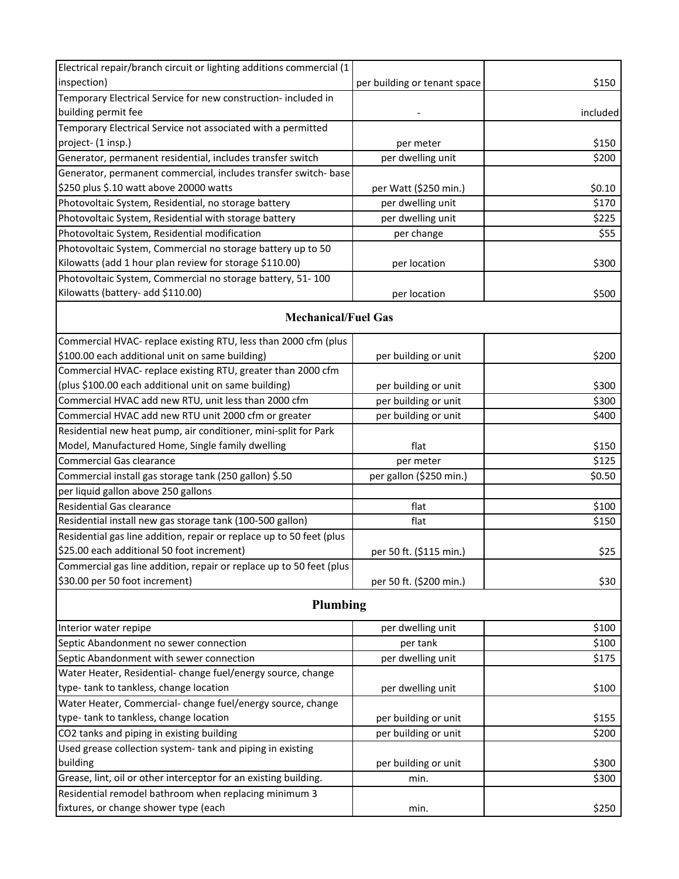| | | |
|---|---|---|
| Electrical repair/branch circuit or lighting additions commercial (1 inspection) | per building or tenant space | $150 |
| Temporary Electrical Service for new construction- included in building permit fee | - | included |
| Temporary Electrical Service not associated with a permitted project- (1 insp.) | per meter | $150 |
| Generator, permanent residential, includes transfer switch | per dwelling unit | $200 |
| Generator, permanent commercial, includes transfer switch- base $250 plus $.10 watt above 20000 watts | per Watt ($250 min.) | $0.10 |
| Photovoltaic System, Residential, no storage battery | per dwelling unit | $170 |
| Photovoltaic System, Residential with storage battery | per dwelling unit | $225 |
| Photovoltaic System, Residential modification | per change | $55 |
| Photovoltaic System, Commercial no storage battery up to 50 Kilowatts (add 1 hour plan review for storage $110.00) | per location | $300 |
| Photovoltaic System, Commercial no storage battery, 51- 100 Kilowatts (battery- add $110.00) | per location | $500 |
| **Mechanical/Fuel Gas** | | |
| Commercial HVAC- replace existing RTU, less than 2000 cfm (plus $100.00 each additional unit on same building) | per building or unit | $200 |
| Commercial HVAC- replace existing RTU, greater than 2000 cfm (plus $100.00 each additional unit on same building) | per building or unit | $300 |
| Commercial HVAC add new RTU, unit less than 2000 cfm | per building or unit | $300 |
| Commercial HVAC add new RTU unit 2000 cfm or greater | per building or unit | $400 |
| Residential new heat pump, air conditioner, mini-split for Park Model, Manufactured Home, Single family dwelling | flat | $150 |
| Commercial Gas clearance | per meter | $125 |
| Commercial install gas storage tank (250 gallon) $.50 | per gallon ($250 min.) | $0.50 |
| per liquid gallon above 250 gallons | | |
| Residential Gas clearance | flat | $100 |
| Residential install new gas storage tank (100-500 gallon) | flat | $150 |
| Residential gas line addition, repair or replace up to 50 feet (plus $25.00 each additional 50 foot increment) | per 50 ft. ($115 min.) | $25 |
| Commercial gas line addition, repair or replace up to 50 feet (plus $30.00 per 50 foot increment) | per 50 ft. ($200 min.) | $30 |
| **Plumbing** | | |
| Interior water repipe | per dwelling unit | $100 |
| Septic Abandonment no sewer connection | per tank | $100 |
| Septic Abandonment with sewer connection | per dwelling unit | $175 |
| Water Heater, Residential- change fuel/energy source, change type- tank to tankless, change location | per dwelling unit | $100 |
| Water Heater, Commercial- change fuel/energy source, change type- tank to tankless, change location | per building or unit | $155 |
| CO2 tanks and piping in existing building | per building or unit | $200 |
| Used grease collection system- tank and piping in existing building | per building or unit | $300 |
| Grease, lint, oil or other interceptor for an existing building. | min. | $300 |
| Residential remodel bathroom when replacing minimum 3 fixtures, or change shower type (each | min. | $250 |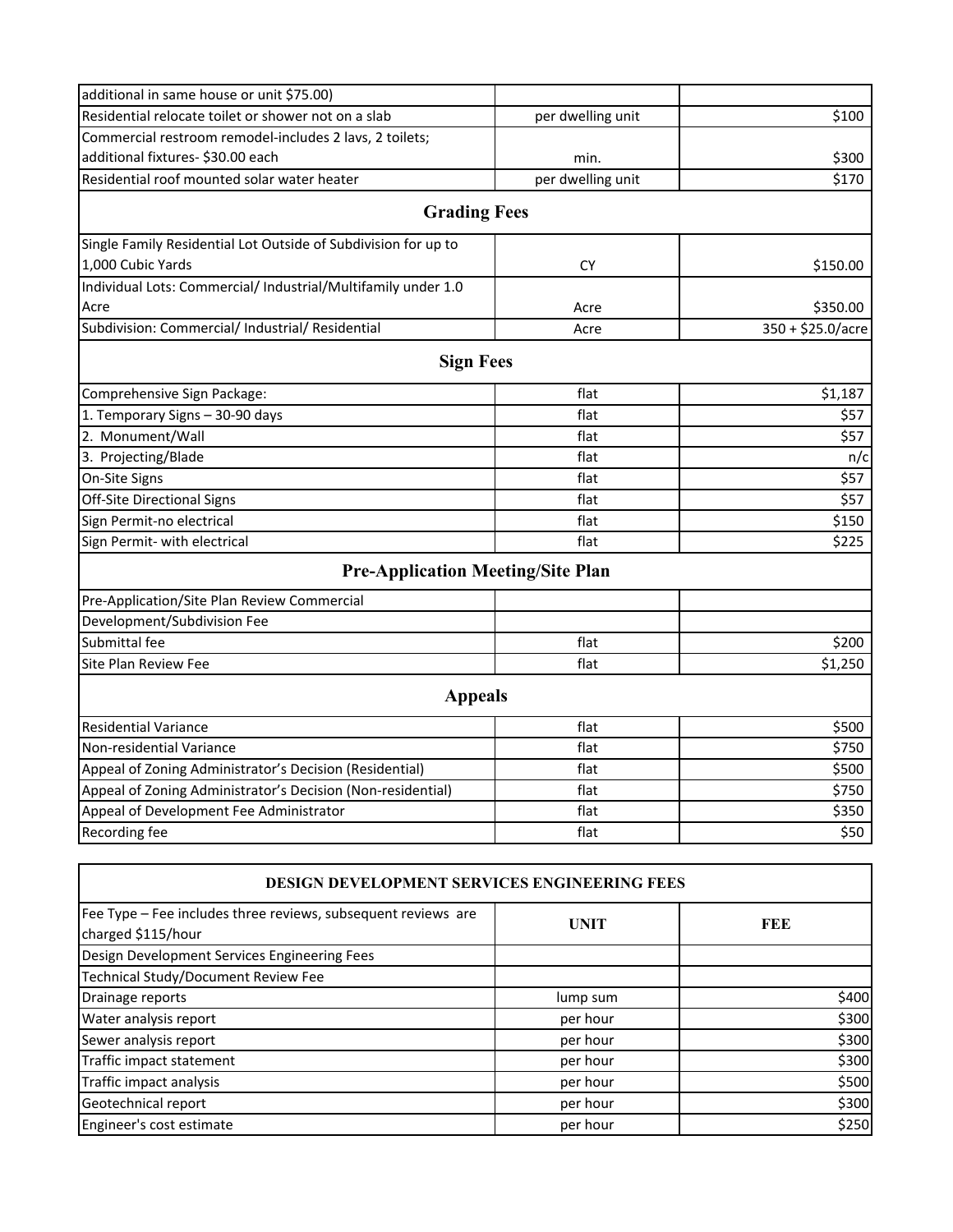| | | |
|---|---|---|
| additional in same house or unit $75.00) | | |
| Residential relocate toilet or shower not on a slab | per dwelling unit | $100 |
| Commercial restroom remodel-includes 2 lavs, 2 toilets; additional fixtures- $30.00 each | min. | $300 |
| Residential roof mounted solar water heater | per dwelling unit | $170 |
| **Grading Fees** | | |
| Single Family Residential Lot Outside of Subdivision for up to 1,000 Cubic Yards | CY | $150.00 |
| Individual Lots: Commercial/ Industrial/Multifamily under 1.0 Acre | Acre | $350.00 |
| Subdivision: Commercial/ Industrial/ Residential | Acre | 350 + $25.0/acre |
| **Sign Fees** | | |
| Comprehensive Sign Package: | flat | $1,187 |
| 1. Temporary Signs – 30-90 days | flat | $57 |
| 2. Monument/Wall | flat | $57 |
| 3. Projecting/Blade | flat | n/c |
| On-Site Signs | flat | $57 |
| Off-Site Directional Signs | flat | $57 |
| Sign Permit-no electrical | flat | $150 |
| Sign Permit- with electrical | flat | $225 |
| **Pre-Application Meeting/Site Plan** | | |
| Pre-Application/Site Plan Review Commercial | | |
| Development/Subdivision Fee | | |
| Submittal fee | flat | $200 |
| Site Plan Review Fee | flat | $1,250 |
| **Appeals** | | |
| Residential Variance | flat | $500 |
| Non-residential Variance | flat | $750 |
| Appeal of Zoning Administrator's Decision (Residential) | flat | $500 |
| Appeal of Zoning Administrator's Decision (Non-residential) | flat | $750 |
| Appeal of Development Fee Administrator | flat | $350 |
| Recording fee | flat | $50 |

| DESIGN DEVELOPMENT SERVICES ENGINEERING FEES | | |
|---|---|---|
| Fee Type – Fee includes three reviews, subsequent reviews are charged $115/hour | **UNIT** | **FEE** |
| Design Development Services Engineering Fees | | |
| Technical Study/Document Review Fee | | |
| Drainage reports | lump sum | $400 |
| Water analysis report | per hour | $300 |
| Sewer analysis report | per hour | $300 |
| Traffic impact statement | per hour | $300 |
| Traffic impact analysis | per hour | $500 |
| Geotechnical report | per hour | $300 |
| Engineer's cost estimate | per hour | $250 |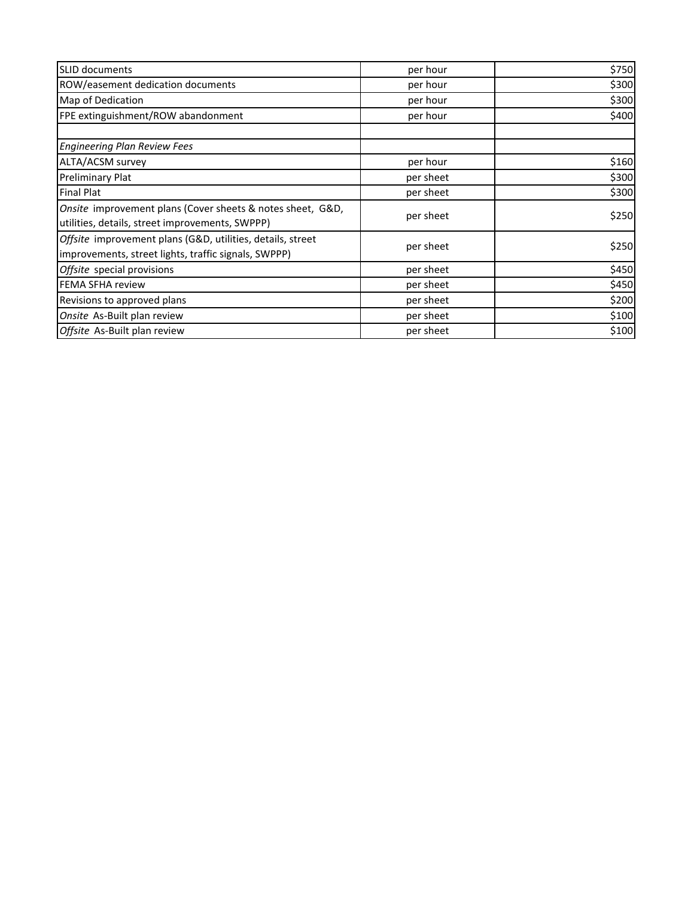| | | |
|---|---|---|
| SLID documents | per hour | $750 |
| ROW/easement dedication documents | per hour | $300 |
| Map of Dedication | per hour | $300 |
| FPE extinguishment/ROW abandonment | per hour | $400 |
| | | |
| *Engineering Plan Review Fees* | | |
| ALTA/ACSM survey | per hour | $160 |
| Preliminary Plat | per sheet | $300 |
| Final Plat | per sheet | $300 |
| *Onsite* improvement plans (Cover sheets & notes sheet, G&D, utilities, details, street improvements, SWPPP) | per sheet | $250 |
| *Offsite* improvement plans (G&D, utilities, details, street improvements, street lights, traffic signals, SWPPP) | per sheet | $250 |
| *Offsite* special provisions | per sheet | $450 |
| FEMA SFHA review | per sheet | $450 |
| Revisions to approved plans | per sheet | $200 |
| *Onsite* As-Built plan review | per sheet | $100 |
| *Offsite* As-Built plan review | per sheet | $100 |